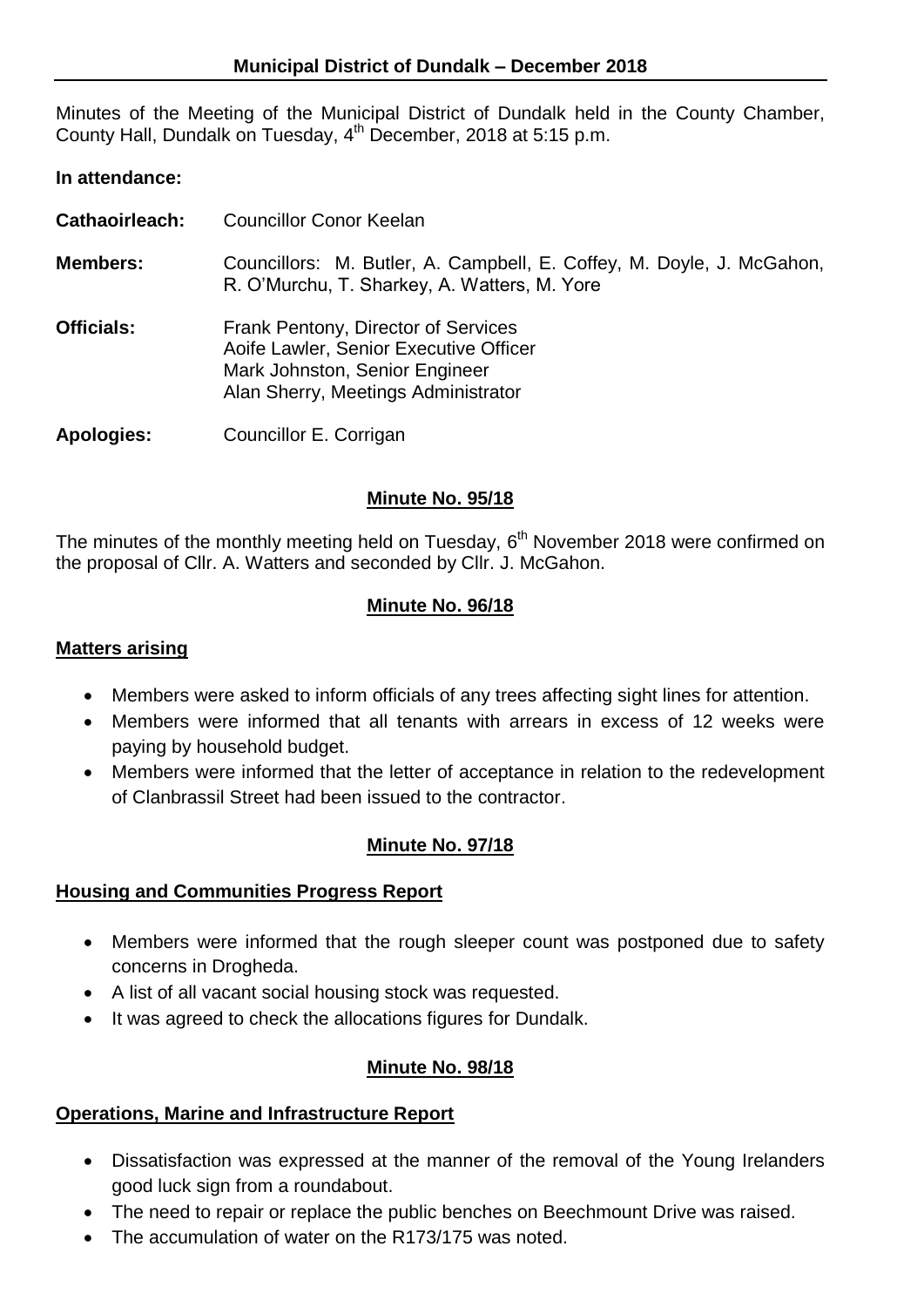## Municipal District of Dundalk – December 2018

Minutes of the Meeting of the Municipal District of Dundalk held in the County Chamber, County Hall, Dundalk on Tuesday, 4th December, 2018 at 5:15 p.m.

**In attendance:**

**Cathaoirleach:** Councillor Conor Keelan

**Members:** Councillors: M. Butler, A. Campbell, E. Coffey, M. Doyle, J. McGahon, R. O'Murchu, T. Sharkey, A. Watters, M. Yore

**Officials:** Frank Pentony, Director of Services
Aoife Lawler, Senior Executive Officer
Mark Johnston, Senior Engineer
Alan Sherry, Meetings Administrator

**Apologies:** Councillor E. Corrigan

**Minute No. 95/18**

The minutes of the monthly meeting held on Tuesday, 6th November 2018 were confirmed on the proposal of Cllr. A. Watters and seconded by Cllr. J. McGahon.

**Minute No. 96/18**

**Matters arising**

- Members were asked to inform officials of any trees affecting sight lines for attention.
- Members were informed that all tenants with arrears in excess of 12 weeks were paying by household budget.
- Members were informed that the letter of acceptance in relation to the redevelopment of Clanbrassil Street had been issued to the contractor.

**Minute No. 97/18**

**Housing and Communities Progress Report**

- Members were informed that the rough sleeper count was postponed due to safety concerns in Drogheda.
- A list of all vacant social housing stock was requested.
- It was agreed to check the allocations figures for Dundalk.

**Minute No. 98/18**

**Operations, Marine and Infrastructure Report**

- Dissatisfaction was expressed at the manner of the removal of the Young Irelanders good luck sign from a roundabout.
- The need to repair or replace the public benches on Beechmount Drive was raised.
- The accumulation of water on the R173/175 was noted.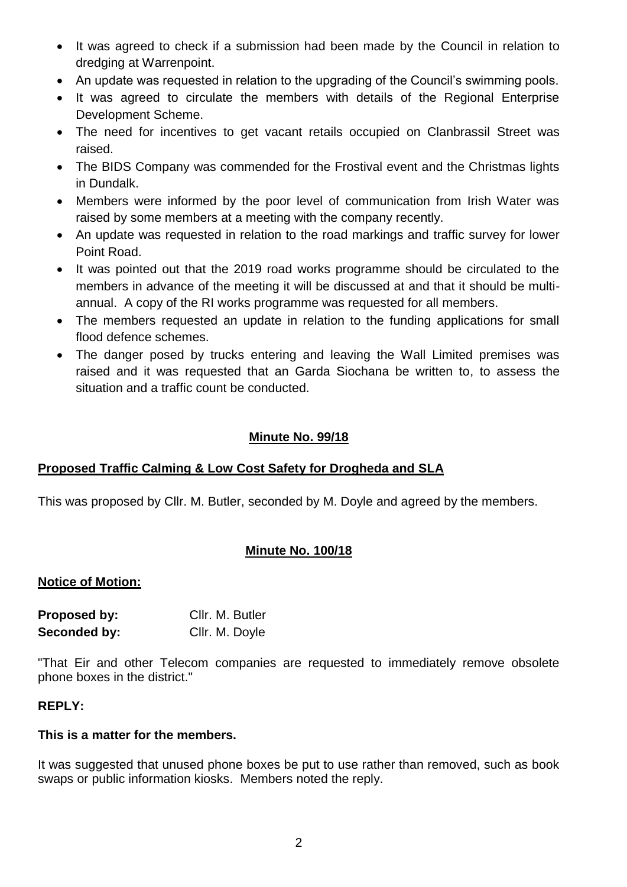- It was agreed to check if a submission had been made by the Council in relation to dredging at Warrenpoint.
- An update was requested in relation to the upgrading of the Council's swimming pools.
- It was agreed to circulate the members with details of the Regional Enterprise Development Scheme.
- The need for incentives to get vacant retails occupied on Clanbrassil Street was raised.
- The BIDS Company was commended for the Frostival event and the Christmas lights in Dundalk.
- Members were informed by the poor level of communication from Irish Water was raised by some members at a meeting with the company recently.
- An update was requested in relation to the road markings and traffic survey for lower Point Road.
- It was pointed out that the 2019 road works programme should be circulated to the members in advance of the meeting it will be discussed at and that it should be multi-annual. A copy of the RI works programme was requested for all members.
- The members requested an update in relation to the funding applications for small flood defence schemes.
- The danger posed by trucks entering and leaving the Wall Limited premises was raised and it was requested that an Garda Siochana be written to, to assess the situation and a traffic count be conducted.

## Minute No. 99/18

**Proposed Traffic Calming & Low Cost Safety for Drogheda and SLA**

This was proposed by Cllr. M. Butler, seconded by M. Doyle and agreed by the members.

## Minute No. 100/18

**Notice of Motion:**

**Proposed by:** Cllr. M. Butler
**Seconded by:** Cllr. M. Doyle

"That Eir and other Telecom companies are requested to immediately remove obsolete phone boxes in the district."

**REPLY:**

**This is a matter for the members.**

It was suggested that unused phone boxes be put to use rather than removed, such as book swaps or public information kiosks. Members noted the reply.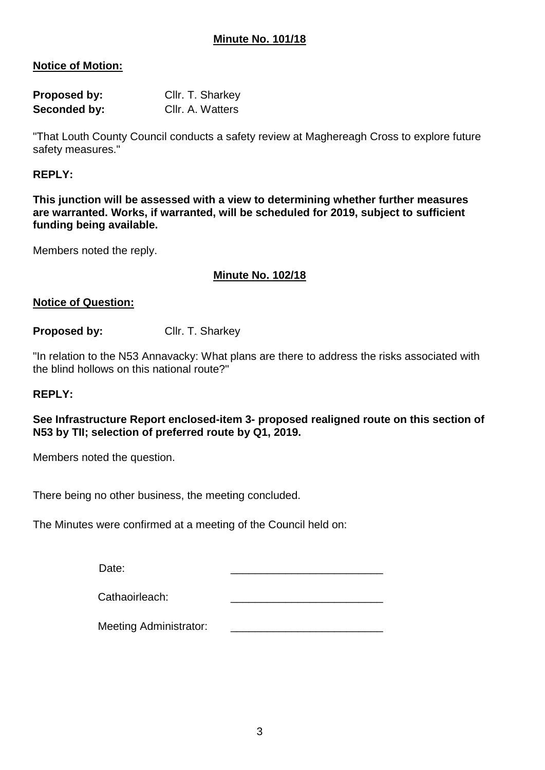**Minute No. 101/18**

**Notice of Motion:**

**Proposed by:** Cllr. T. Sharkey
**Seconded by:** Cllr. A. Watters

"That Louth County Council conducts a safety review at Maghereagh Cross to explore future safety measures."

**REPLY:**

**This junction will be assessed with a view to determining whether further measures are warranted. Works, if warranted, will be scheduled for 2019, subject to sufficient funding being available.**

Members noted the reply.

**Minute No. 102/18**

**Notice of Question:**

**Proposed by:** Cllr. T. Sharkey

"In relation to the N53 Annavacky: What plans are there to address the risks associated with the blind hollows on this national route?"

**REPLY:**

**See Infrastructure Report enclosed-item 3- proposed realigned route on this section of N53 by TII; selection of preferred route by Q1, 2019.**

Members noted the question.

There being no other business, the meeting concluded.

The Minutes were confirmed at a meeting of the Council held on:

Date: _________________________

Cathaoirleach: _________________________

Meeting Administrator: _________________________